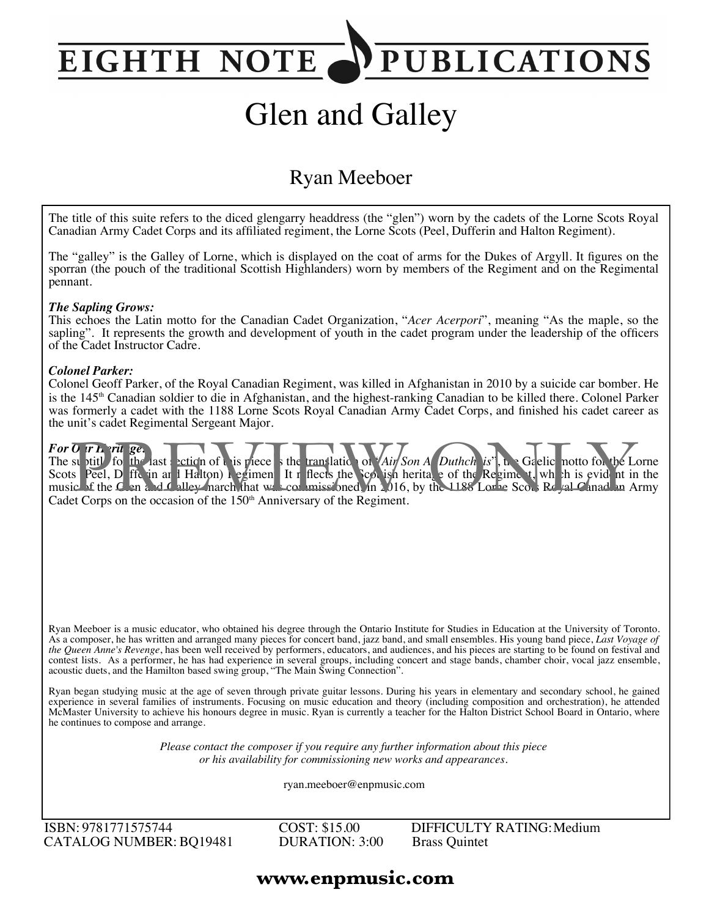# EIGHTH NOTE PUBLICATIONS

# Glen and Galley

## Ryan Meeboer

The title of this suite refers to the diced glengarry headdress (the "glen") worn by the cadets of the Lorne Scots Royal Canadian Army Cadet Corps and its affiliated regiment, the Lorne Scots (Peel, Dufferin and Halton Regiment).

The "galley" is the Galley of Lorne, which is displayed on the coat of arms for the Dukes of Argyll. It figures on the sporran (the pouch of the traditional Scottish Highlanders) worn by members of the Regiment and on the Regimental pennant.

***The Sapling Grows:***
This echoes the Latin motto for the Canadian Cadet Organization, "*Acer Acerpori*", meaning "As the maple, so the sapling". It represents the growth and development of youth in the cadet program under the leadership of the officers of the Cadet Instructor Cadre.

***Colonel Parker:***
Colonel Geoff Parker, of the Royal Canadian Regiment, was killed in Afghanistan in 2010 by a suicide car bomber. He is the 145th Canadian soldier to die in Afghanistan, and the highest-ranking Canadian to be killed there. Colonel Parker was formerly a cadet with the 1188 Lorne Scots Royal Canadian Army Cadet Corps, and finished his cadet career as the unit's cadet Regimental Sergeant Major.

***For Our Heritage:***
The subtitle for the last section of this piece is the translation of "*Air Son Ar Duthchais*", the Gaelic motto for the Lorne Scots (Peel, Dufferin and Halton) Regiment. It reflects the Scottish heritage of the Regiment, which is evident in the music of the Glen and Galley march that was commissioned in 2016, by the 1188 Lorne Scots Royal Canadian Army Cadet Corps on the occasion of the 150th Anniversary of the Regiment.

PREVIEW ONLY

Ryan Meeboer is a music educator, who obtained his degree through the Ontario Institute for Studies in Education at the University of Toronto. As a composer, he has written and arranged many pieces for concert band, jazz band, and small ensembles. His young band piece, *Last Voyage of the Queen Anne's Revenge*, has been well received by performers, educators, and audiences, and his pieces are starting to be found on festival and contest lists. As a performer, he has had experience in several groups, including concert and stage bands, chamber choir, vocal jazz ensemble, acoustic duets, and the Hamilton based swing group, "The Main Swing Connection".

Ryan began studying music at the age of seven through private guitar lessons. During his years in elementary and secondary school, he gained experience in several families of instruments. Focusing on music education and theory (including composition and orchestration), he attended McMaster University to achieve his honours degree in music. Ryan is currently a teacher for the Halton District School Board in Ontario, where he continues to compose and arrange.

*Please contact the composer if you require any further information about this piece or his availability for commissioning new works and appearances.*

ryan.meeboer@enpmusic.com

ISBN: 9781771575744
CATALOG NUMBER: BQ19481
COST: $15.00
DURATION: 3:00
DIFFICULTY RATING: Medium
Brass Quintet

**www.enpmusic.com**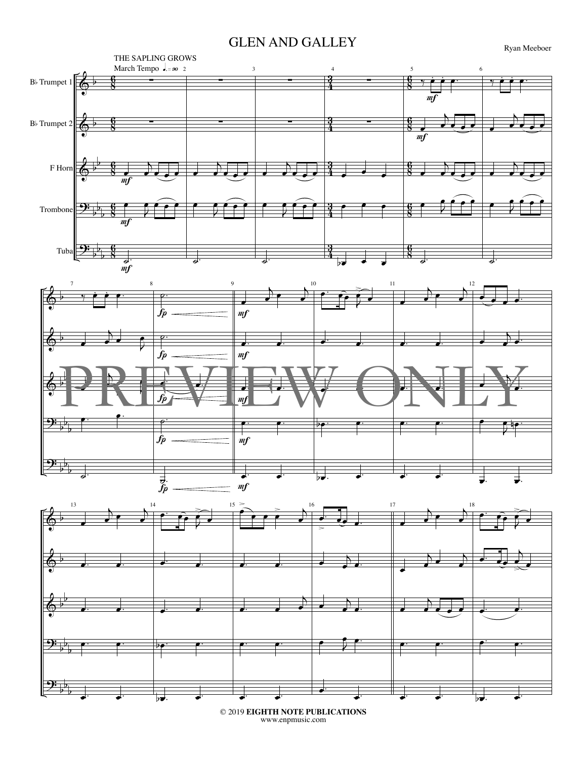# GLEN AND GALLEY

Ryan Meeboer

THE SAPLING GROWS

March Tempo ♩. = 90

B♭ Trumpet 1

B♭ Trumpet 2

F Horn

Trombone

Tuba

PREVIEW ONLY

© 2019 **EIGHTH NOTE PUBLICATIONS**
www.enpmusic.com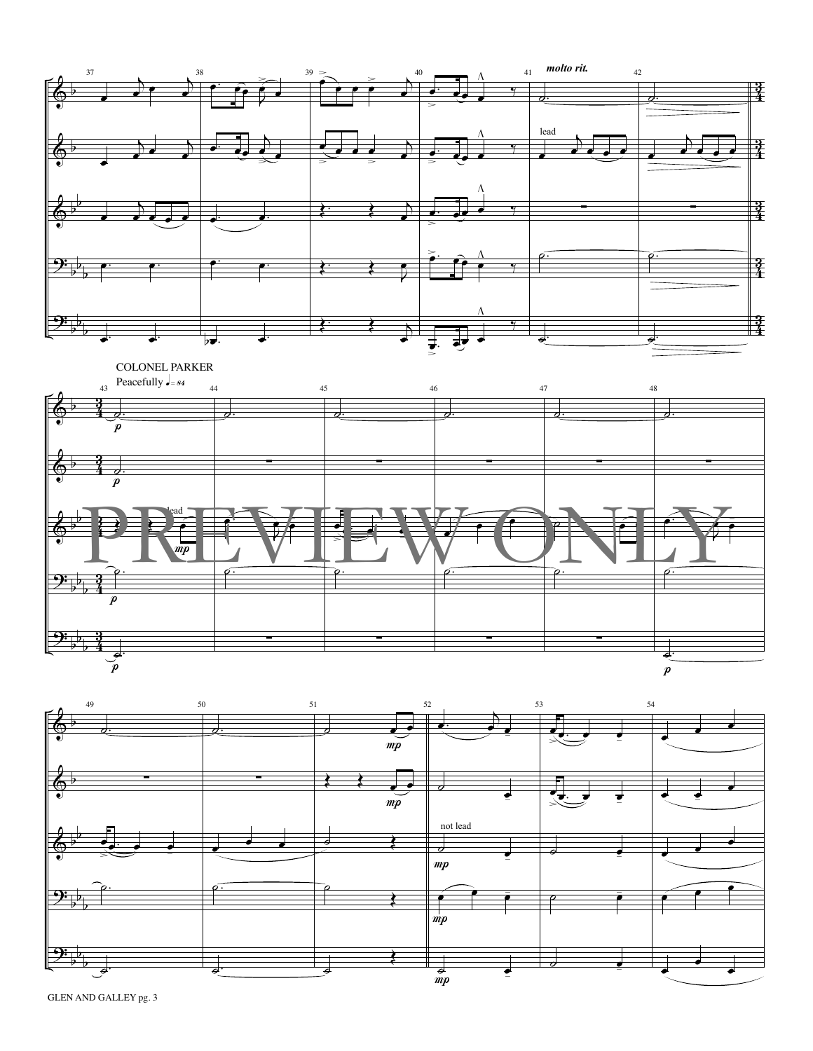COLONEL PARKER

Peacefully ♩ = 84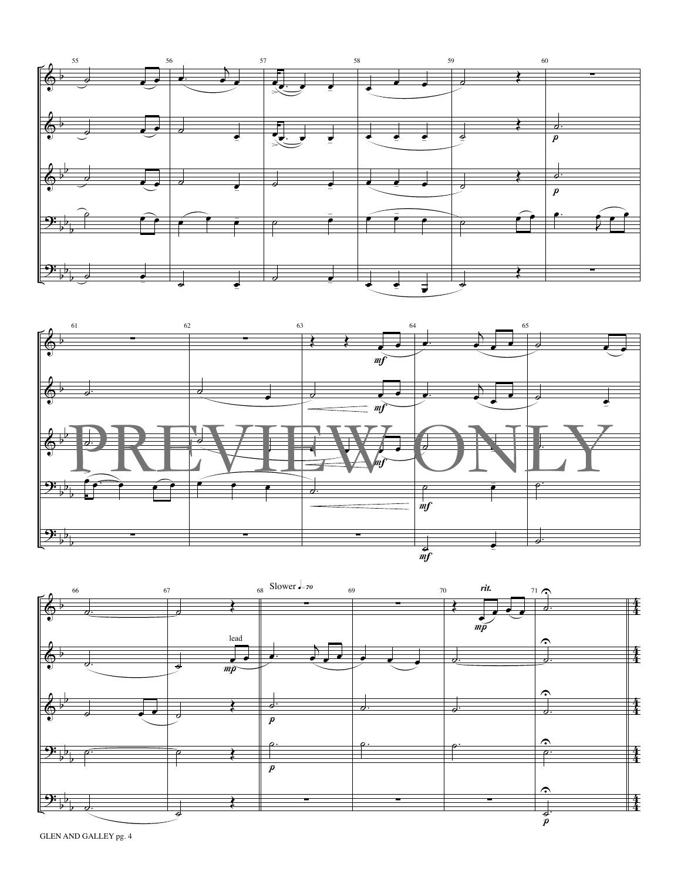PREVIEW ONLY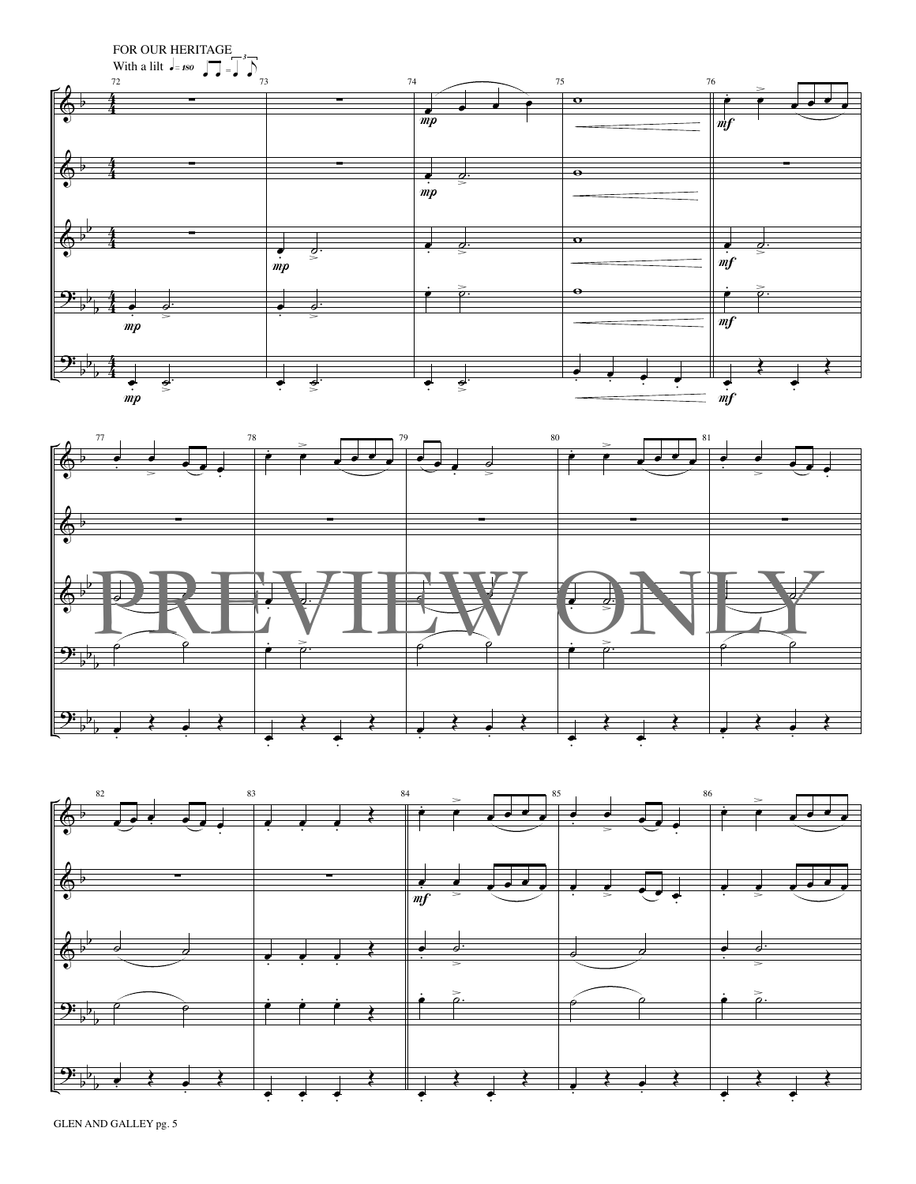FOR OUR HERITAGE

With a lilt ♩= 180

PREVIEW ONLY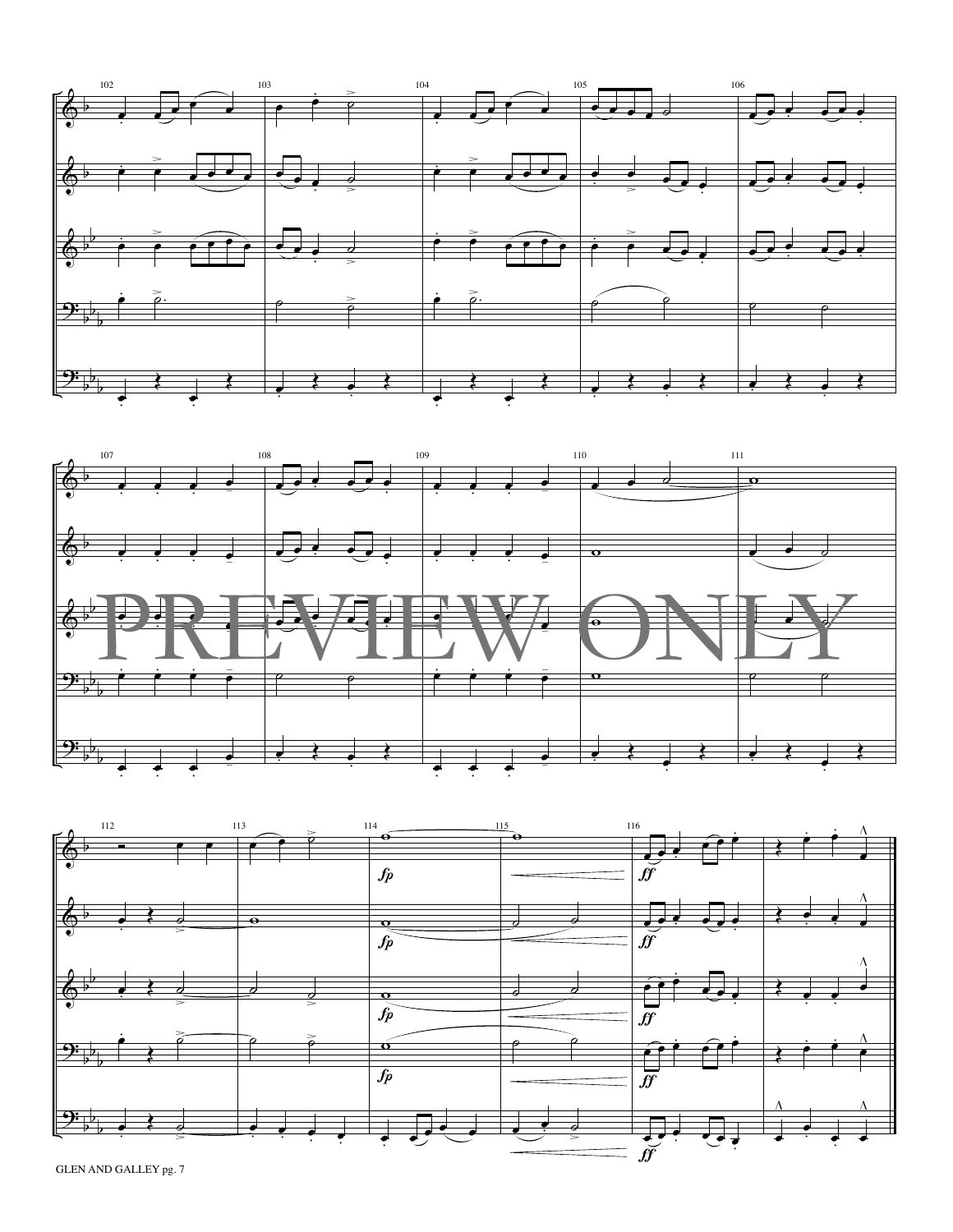PREVIEW ONLY